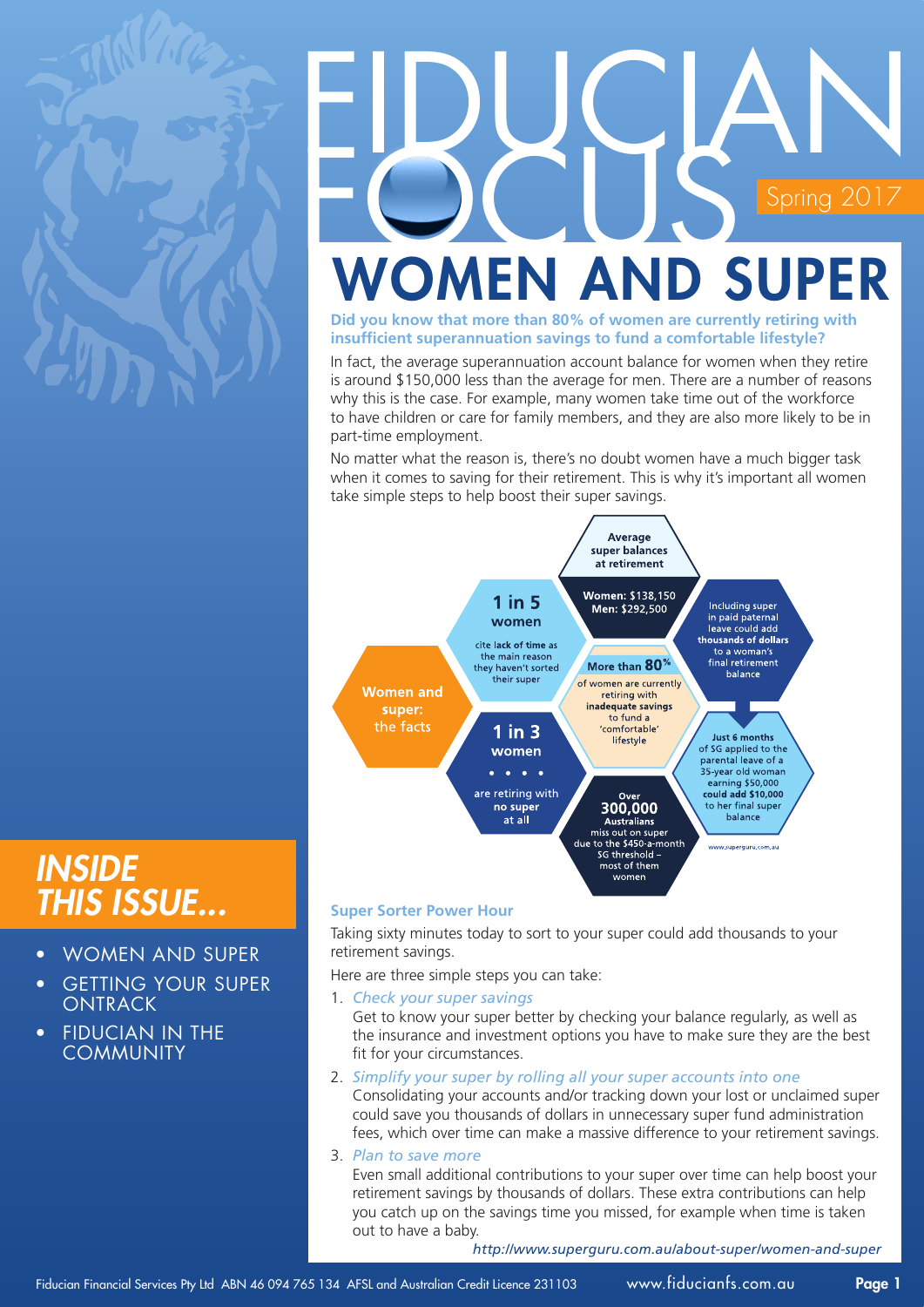# FIDUCIAN FOCUS

Spring 2017

## WOMEN AND SUPER

**Did you know that more than 80% of women are currently retiring with insufficient superannuation savings to fund a comfortable lifestyle?**

In fact, the average superannuation account balance for women when they retire is around $150,000 less than the average for men. There are a number of reasons why this is the case. For example, many women take time out of the workforce to have children or care for family members, and they are also more likely to be in part-time employment.

No matter what the reason is, there's no doubt women have a much bigger task when it comes to saving for their retirement. This is why it's important all women take simple steps to help boost their super savings.

**Women and super: the facts**

- **Average super balances at retirement** — **Women:** $138,150 **Men:** $292,500
- **1 in 5 women** cite **lack of time** as the main reason they haven't sorted their super
- **More than 80%** of women are currently retiring with **inadequate savings** to fund a 'comfortable' lifestyle
- **1 in 3 women** are retiring with **no super** at all
- **Over 300,000 Australians** miss out on super due to the $450-a-month SG threshold – most of them women
- Including super in paid paternal leave could add **thousands of dollars** to a woman's final retirement balance
- **Just 6 months** of SG applied to the parental leave of a 35-year old woman earning $50,000 **could add $10,000** to her final super balance

www.superguru.com.au

### Super Sorter Power Hour

Taking sixty minutes today to sort to your super could add thousands to your retirement savings.

Here are three simple steps you can take:

1. *Check your super savings*
   Get to know your super better by checking your balance regularly, as well as the insurance and investment options you have to make sure they are the best fit for your circumstances.
2. *Simplify your super by rolling all your super accounts into one*
   Consolidating your accounts and/or tracking down your lost or unclaimed super could save you thousands of dollars in unnecessary super fund administration fees, which over time can make a massive difference to your retirement savings.
3. *Plan to save more*
   Even small additional contributions to your super over time can help boost your retirement savings by thousands of dollars. These extra contributions can help you catch up on the savings time you missed, for example when time is taken out to have a baby.

*http://www.superguru.com.au/about-super/women-and-super*

## INSIDE THIS ISSUE...

- WOMEN AND SUPER
- GETTING YOUR SUPER ONTRACK
- FIDUCIAN IN THE COMMUNITY

Fiducian Financial Services Pty Ltd ABN 46 094 765 134 AFSL and Australian Credit Licence 231103 www.fiducianfs.com.au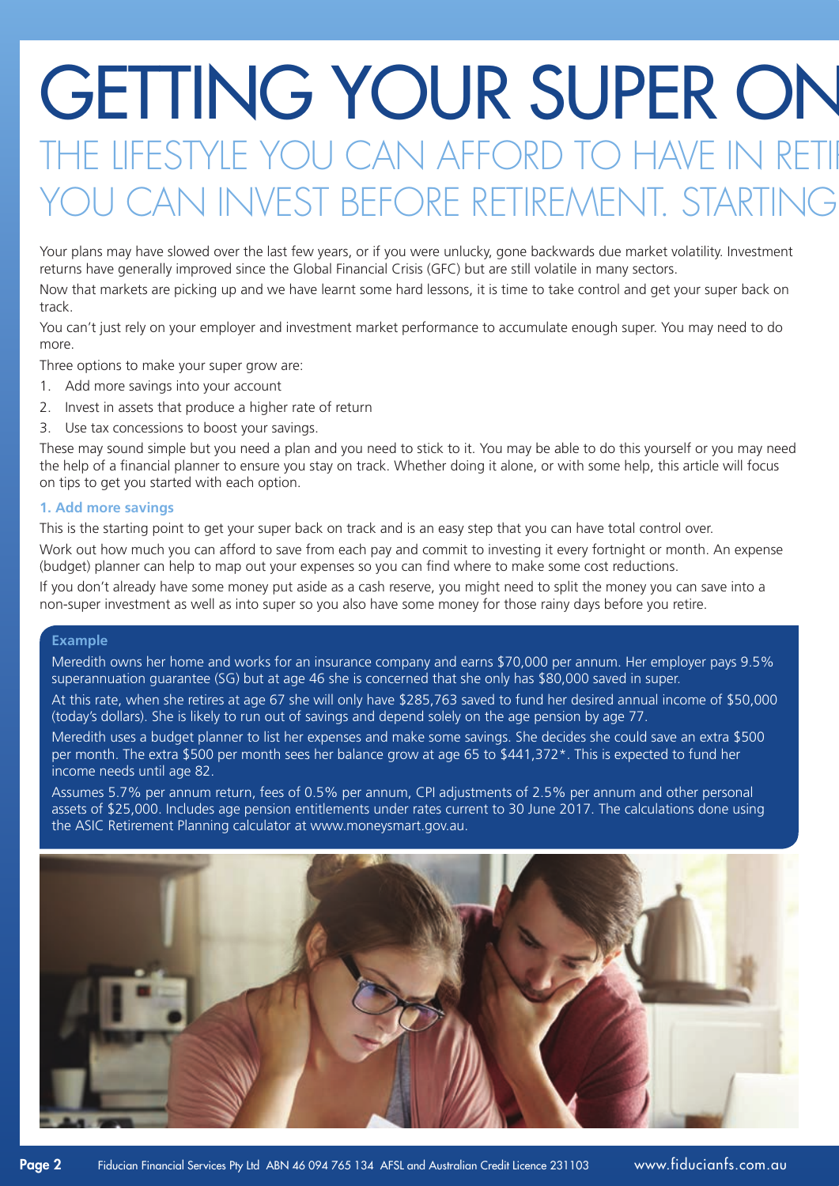# GETTING YOUR SUPER ON

## THE LIFESTYLE YOU CAN AFFORD TO HAVE IN RETI YOU CAN INVEST BEFORE RETIREMENT. STARTING

Your plans may have slowed over the last few years, or if you were unlucky, gone backwards due market volatility. Investment returns have generally improved since the Global Financial Crisis (GFC) but are still volatile in many sectors.

Now that markets are picking up and we have learnt some hard lessons, it is time to take control and get your super back on track.

You can't just rely on your employer and investment market performance to accumulate enough super. You may need to do more.

Three options to make your super grow are:

1. Add more savings into your account
2. Invest in assets that produce a higher rate of return
3. Use tax concessions to boost your savings.

These may sound simple but you need a plan and you need to stick to it. You may be able to do this yourself or you may need the help of a financial planner to ensure you stay on track. Whether doing it alone, or with some help, this article will focus on tips to get you started with each option.

### 1. Add more savings

This is the starting point to get your super back on track and is an easy step that you can have total control over.

Work out how much you can afford to save from each pay and commit to investing it every fortnight or month. An expense (budget) planner can help to map out your expenses so you can find where to make some cost reductions.

If you don't already have some money put aside as a cash reserve, you might need to split the money you can save into a non-super investment as well as into super so you also have some money for those rainy days before you retire.

#### Example

Meredith owns her home and works for an insurance company and earns $70,000 per annum. Her employer pays 9.5% superannuation guarantee (SG) but at age 46 she is concerned that she only has $80,000 saved in super.

At this rate, when she retires at age 67 she will only have $285,763 saved to fund her desired annual income of $50,000 (today's dollars). She is likely to run out of savings and depend solely on the age pension by age 77.

Meredith uses a budget planner to list her expenses and make some savings. She decides she could save an extra $500 per month. The extra $500 per month sees her balance grow at age 65 to $441,372*. This is expected to fund her income needs until age 82.

Assumes 5.7% per annum return, fees of 0.5% per annum, CPI adjustments of 2.5% per annum and other personal assets of $25,000. Includes age pension entitlements under rates current to 30 June 2017. The calculations done using the ASIC Retirement Planning calculator at www.moneysmart.gov.au.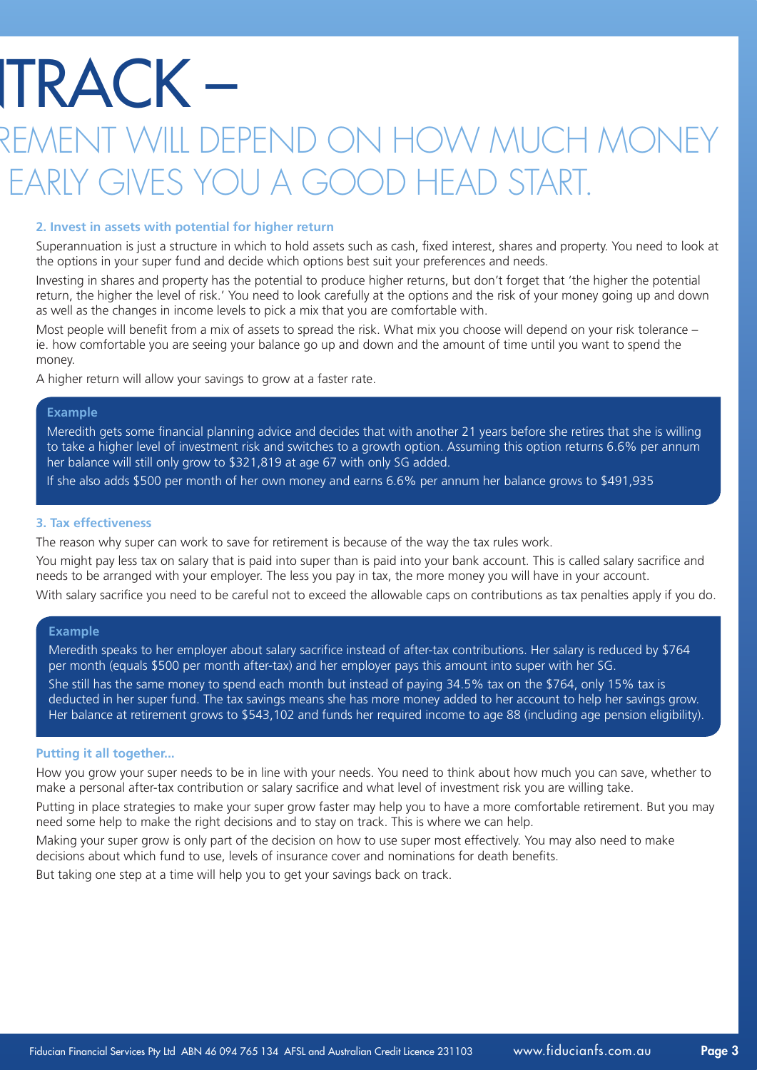# TRACK –

## REMENT WILL DEPEND ON HOW MUCH MONEY EARLY GIVES YOU A GOOD HEAD START.

### 2. Invest in assets with potential for higher return

Superannuation is just a structure in which to hold assets such as cash, fixed interest, shares and property. You need to look at the options in your super fund and decide which options best suit your preferences and needs.

Investing in shares and property has the potential to produce higher returns, but don't forget that 'the higher the potential return, the higher the level of risk.' You need to look carefully at the options and the risk of your money going up and down as well as the changes in income levels to pick a mix that you are comfortable with.

Most people will benefit from a mix of assets to spread the risk. What mix you choose will depend on your risk tolerance – ie. how comfortable you are seeing your balance go up and down and the amount of time until you want to spend the money.

A higher return will allow your savings to grow at a faster rate.

> **Example**
>
> Meredith gets some financial planning advice and decides that with another 21 years before she retires that she is willing to take a higher level of investment risk and switches to a growth option. Assuming this option returns 6.6% per annum her balance will still only grow to $321,819 at age 67 with only SG added.
>
> If she also adds $500 per month of her own money and earns 6.6% per annum her balance grows to $491,935

### 3. Tax effectiveness

The reason why super can work to save for retirement is because of the way the tax rules work.

You might pay less tax on salary that is paid into super than is paid into your bank account. This is called salary sacrifice and needs to be arranged with your employer. The less you pay in tax, the more money you will have in your account.

With salary sacrifice you need to be careful not to exceed the allowable caps on contributions as tax penalties apply if you do.

> **Example**
>
> Meredith speaks to her employer about salary sacrifice instead of after-tax contributions. Her salary is reduced by $764 per month (equals $500 per month after-tax) and her employer pays this amount into super with her SG.
>
> She still has the same money to spend each month but instead of paying 34.5% tax on the $764, only 15% tax is deducted in her super fund. The tax savings means she has more money added to her account to help her savings grow. Her balance at retirement grows to $543,102 and funds her required income to age 88 (including age pension eligibility).

### Putting it all together...

How you grow your super needs to be in line with your needs. You need to think about how much you can save, whether to make a personal after-tax contribution or salary sacrifice and what level of investment risk you are willing take.

Putting in place strategies to make your super grow faster may help you to have a more comfortable retirement. But you may need some help to make the right decisions and to stay on track. This is where we can help.

Making your super grow is only part of the decision on how to use super most effectively. You may also need to make decisions about which fund to use, levels of insurance cover and nominations for death benefits.

But taking one step at a time will help you to get your savings back on track.

Fiducian Financial Services Pty Ltd ABN 46 094 765 134 AFSL and Australian Credit Licence 231103 www.fiducianfs.com.au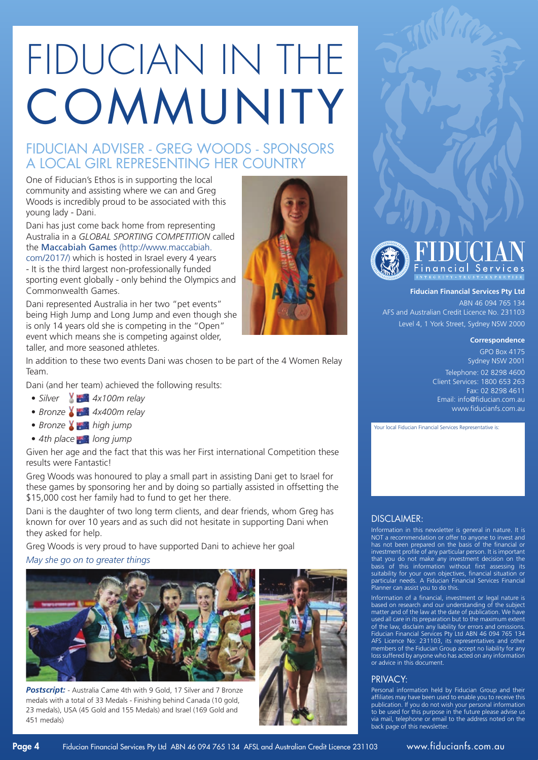# FIDUCIAN IN THE COMMUNITY

## FIDUCIAN ADVISER - GREG WOODS - SPONSORS A LOCAL GIRL REPRESENTING HER COUNTRY

One of Fiducian's Ethos is in supporting the local community and assisting where we can and Greg Woods is incredibly proud to be associated with this young lady - Dani.

Dani has just come back home from representing Australia in a *GLOBAL SPORTING COMPETITION* called the Maccabiah Games (http://www.maccabiah.com/2017/) which is hosted in Israel every 4 years - It is the third largest non-professionally funded sporting event globally - only behind the Olympics and Commonwealth Games.

Dani represented Australia in her two "pet events" being High Jump and Long Jump and even though she is only 14 years old she is competing in the "Open" event which means she is competing against older, taller, and more seasoned athletes.

In addition to these two events Dani was chosen to be part of the 4 Women Relay Team.

Dani (and her team) achieved the following results:

- *Silver 4x100m relay*
- *Bronze 4x400m relay*
- *Bronze high jump*
- *4th place long jump*

Given her age and the fact that this was her First international Competition these results were Fantastic!

Greg Woods was honoured to play a small part in assisting Dani get to Israel for these games by sponsoring her and by doing so partially assisted in offsetting the $15,000 cost her family had to fund to get her there.

Dani is the daughter of two long term clients, and dear friends, whom Greg has known for over 10 years and as such did not hesitate in supporting Dani when they asked for help.

Greg Woods is very proud to have supported Dani to achieve her goal

*May she go on to greater things*

***Postscript:*** - Australia Came 4th with 9 Gold, 17 Silver and 7 Bronze medals with a total of 33 Medals - Finishing behind Canada (10 gold, 23 medals), USA (45 Gold and 155 Medals) and Israel (169 Gold and 451 medals)

FIDUCIAN Financial Services

INTEGRITY • TRUST • EXPERTISE

**Fiducian Financial Services Pty Ltd**

ABN 46 094 765 134
AFS and Australian Credit Licence No. 231103
Level 4, 1 York Street, Sydney NSW 2000

**Correspondence**

GPO Box 4175
Sydney NSW 2001
Telephone: 02 8298 4600
Client Services: 1800 653 263
Fax: 02 8298 4611
Email: info@fiducian.com.au
www.fiducianfs.com.au

Your local Fiducian Financial Services Representative is:

## DISCLAIMER:

Information in this newsletter is general in nature. It is NOT a recommendation or offer to anyone to invest and has not been prepared on the basis of the financial or investment profile of any particular person. It is important that you do not make any investment decision on the basis of this information without first assessing its suitability for your own objectives, financial situation or particular needs. A Fiducian Financial Services Financial Planner can assist you to do this.

Information of a financial, investment or legal nature is based on research and our understanding of the subject matter and of the law at the date of publication. We have used all care in its preparation but to the maximum extent of the law, disclaim any liability for errors and omissions. Fiducian Financial Services Pty Ltd ABN 46 094 765 134 AFS Licence No: 231103, its representatives and other members of the Fiducian Group accept no liability for any loss suffered by anyone who has acted on any information or advice in this document.

## PRIVACY:

Personal information held by Fiducian Group and their affiliates may have been used to enable you to receive this publication. If you do not wish your personal information to be used for this purpose in the future please advise us via mail, telephone or email to the address noted on the back page of this newsletter.